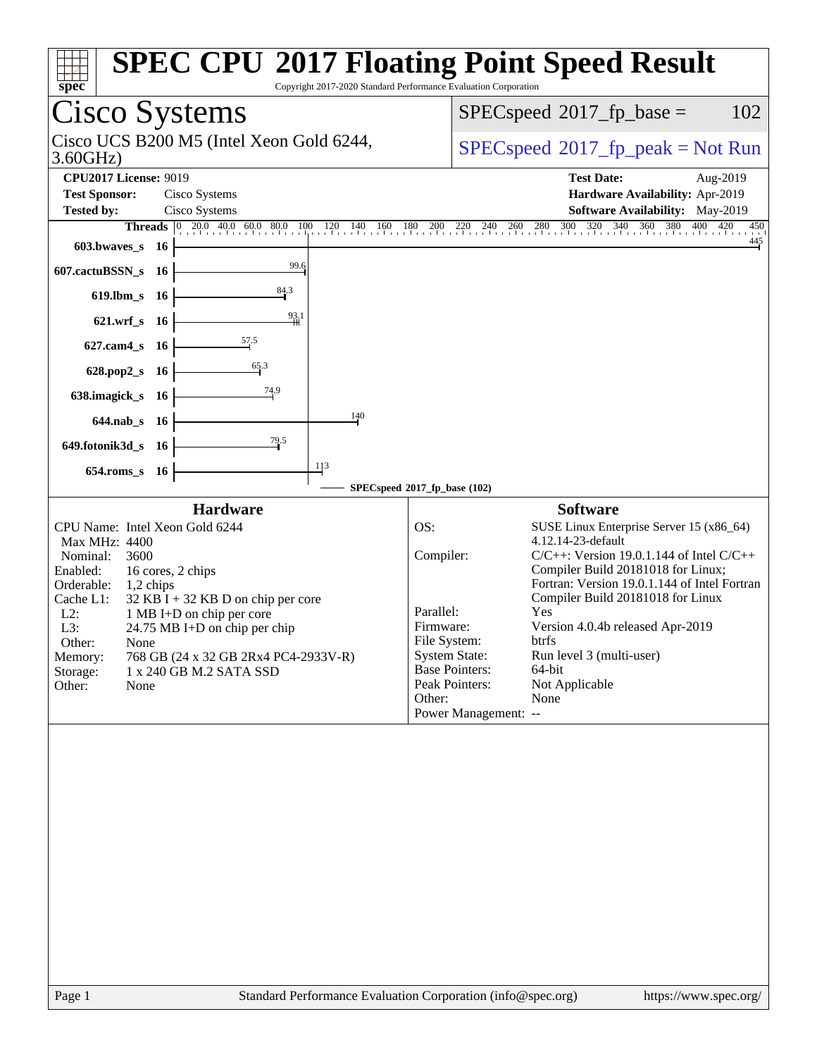# SPEC CPU 2017 Floating Point Speed Result

Copyright 2017-2020 Standard Performance Evaluation Corporation

## Cisco Systems

Cisco UCS B200 M5 (Intel Xeon Gold 6244, 3.60GHz)

SPECspeed 2017_fp_base = 102

SPECspeed 2017_fp_peak = Not Run

**CPU2017 License:** 9019
**Test Sponsor:** Cisco Systems
**Tested by:** Cisco Systems

**Test Date:** Aug-2019
**Hardware Availability:** Apr-2019
**Software Availability:** May-2019

| Benchmark | Threads | SPECspeed 2017_fp_base (102) |
|---|---|---|
| 603.bwaves_s | 16 | 445 |
| 607.cactuBSSN_s | 16 | 99.6 |
| 619.lbm_s | 16 | 84.3 |
| 621.wrf_s | 16 | 93.1 |
| 627.cam4_s | 16 | 57.5 |
| 628.pop2_s | 16 | 65.3 |
| 638.imagick_s | 16 | 74.9 |
| 644.nab_s | 16 | 140 |
| 649.fotonik3d_s | 16 | 79.5 |
| 654.roms_s | 16 | 113 |

### Hardware

| | |
|---|---|
| CPU Name: | Intel Xeon Gold 6244 |
| Max MHz: | 4400 |
| Nominal: | 3600 |
| Enabled: | 16 cores, 2 chips |
| Orderable: | 1,2 chips |
| Cache L1: | 32 KB I + 32 KB D on chip per core |
| L2: | 1 MB I+D on chip per core |
| L3: | 24.75 MB I+D on chip per chip |
| Other: | None |
| Memory: | 768 GB (24 x 32 GB 2Rx4 PC4-2933V-R) |
| Storage: | 1 x 240 GB M.2 SATA SSD |
| Other: | None |

### Software

| | |
|---|---|
| OS: | SUSE Linux Enterprise Server 15 (x86_64) 4.12.14-23-default |
| Compiler: | C/C++: Version 19.0.1.144 of Intel C/C++ Compiler Build 20181018 for Linux; Fortran: Version 19.0.1.144 of Intel Fortran Compiler Build 20181018 for Linux |
| Parallel: | Yes |
| Firmware: | Version 4.0.4b released Apr-2019 |
| File System: | btrfs |
| System State: | Run level 3 (multi-user) |
| Base Pointers: | 64-bit |
| Peak Pointers: | Not Applicable |
| Other: | None |
| Power Management: | -- |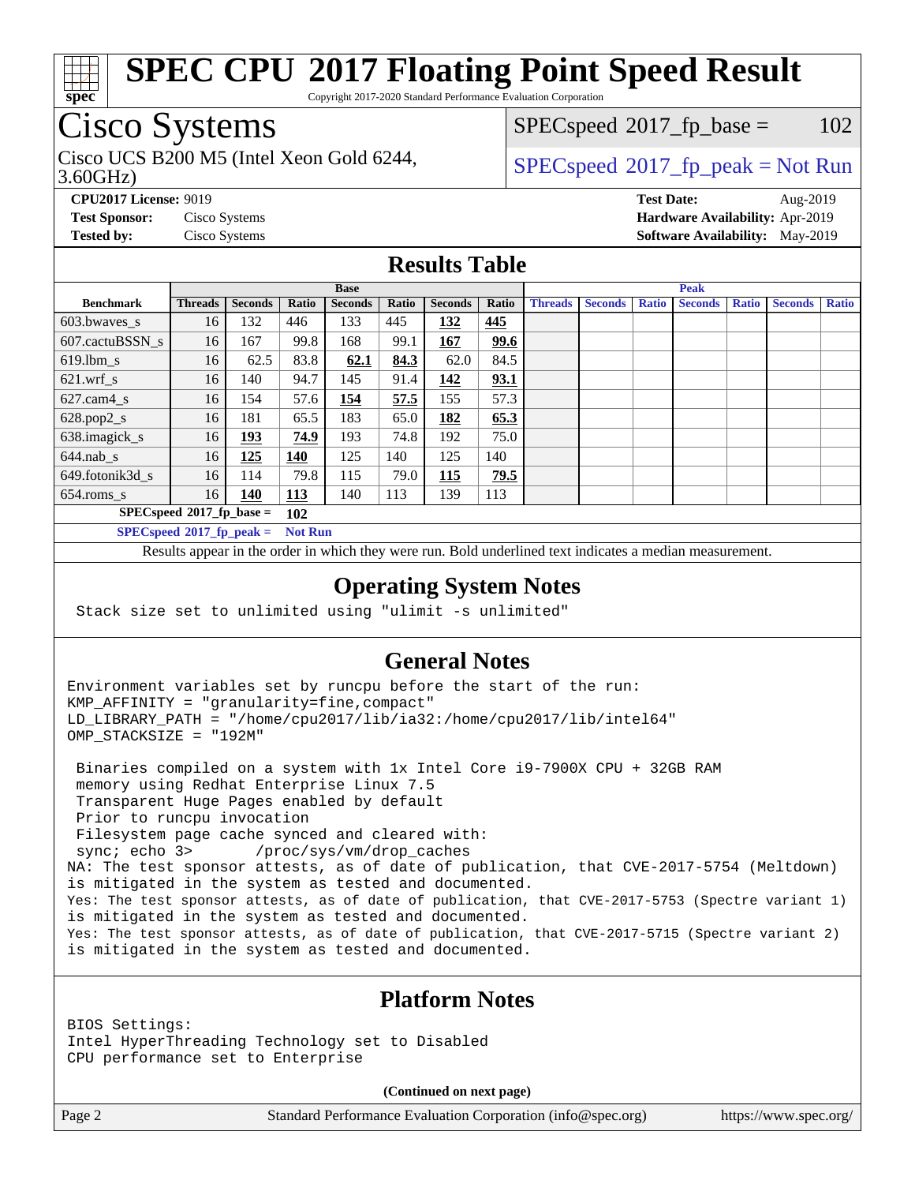# SPEC CPU 2017 Floating Point Speed Result

Copyright 2017-2020 Standard Performance Evaluation Corporation

## Cisco Systems

Cisco UCS B200 M5 (Intel Xeon Gold 6244, 3.60GHz)

SPECspeed 2017_fp_base = 102

SPECspeed 2017_fp_peak = Not Run

**CPU2017 License:** 9019
**Test Sponsor:** Cisco Systems
**Tested by:** Cisco Systems

**Test Date:** Aug-2019
**Hardware Availability:** Apr-2019
**Software Availability:** May-2019

## Results Table

| Benchmark | Base | | | | | | | Peak | | | | | | |
|---|---|---|---|---|---|---|---|---|---|---|---|---|---|---|
| | Threads | Seconds | Ratio | Seconds | Ratio | Seconds | Ratio | Threads | Seconds | Ratio | Seconds | Ratio | Seconds | Ratio |
| 603.bwaves_s | 16 | 132 | 446 | 133 | 445 | **132** | **445** | | | | | | | |
| 607.cactuBSSN_s | 16 | 167 | 99.8 | 168 | 99.1 | **167** | **99.6** | | | | | | | |
| 619.lbm_s | 16 | 62.5 | 83.8 | **62.1** | **84.3** | 62.0 | 84.5 | | | | | | | |
| 621.wrf_s | 16 | 140 | 94.7 | 145 | 91.4 | **142** | **93.1** | | | | | | | |
| 627.cam4_s | 16 | 154 | 57.6 | **154** | **57.5** | 155 | 57.3 | | | | | | | |
| 628.pop2_s | 16 | 181 | 65.5 | 183 | 65.0 | **182** | **65.3** | | | | | | | |
| 638.imagick_s | 16 | **193** | **74.9** | 193 | 74.8 | 192 | 75.0 | | | | | | | |
| 644.nab_s | 16 | **125** | **140** | 125 | 140 | 125 | 140 | | | | | | | |
| 649.fotonik3d_s | 16 | 114 | 79.8 | 115 | 79.0 | **115** | **79.5** | | | | | | | |
| 654.roms_s | 16 | **140** | **113** | 140 | 113 | 139 | 113 | | | | | | | |

**SPECspeed 2017_fp_base = 102**

**SPECspeed 2017_fp_peak = Not Run**

Results appear in the order in which they were run. Bold underlined text indicates a median measurement.

## Operating System Notes

```
Stack size set to unlimited using "ulimit -s unlimited"
```

## General Notes

```
Environment variables set by runcpu before the start of the run:
KMP_AFFINITY = "granularity=fine,compact"
LD_LIBRARY_PATH = "/home/cpu2017/lib/ia32:/home/cpu2017/lib/intel64"
OMP_STACKSIZE = "192M"

 Binaries compiled on a system with 1x Intel Core i9-7900X CPU + 32GB RAM
 memory using Redhat Enterprise Linux 7.5
 Transparent Huge Pages enabled by default
 Prior to runcpu invocation
 Filesystem page cache synced and cleared with:
 sync; echo 3>       /proc/sys/vm/drop_caches
NA: The test sponsor attests, as of date of publication, that CVE-2017-5754 (Meltdown)
is mitigated in the system as tested and documented.
Yes: The test sponsor attests, as of date of publication, that CVE-2017-5753 (Spectre variant 1)
is mitigated in the system as tested and documented.
Yes: The test sponsor attests, as of date of publication, that CVE-2017-5715 (Spectre variant 2)
is mitigated in the system as tested and documented.
```

## Platform Notes

```
BIOS Settings:
Intel HyperThreading Technology set to Disabled
CPU performance set to Enterprise
```

**(Continued on next page)**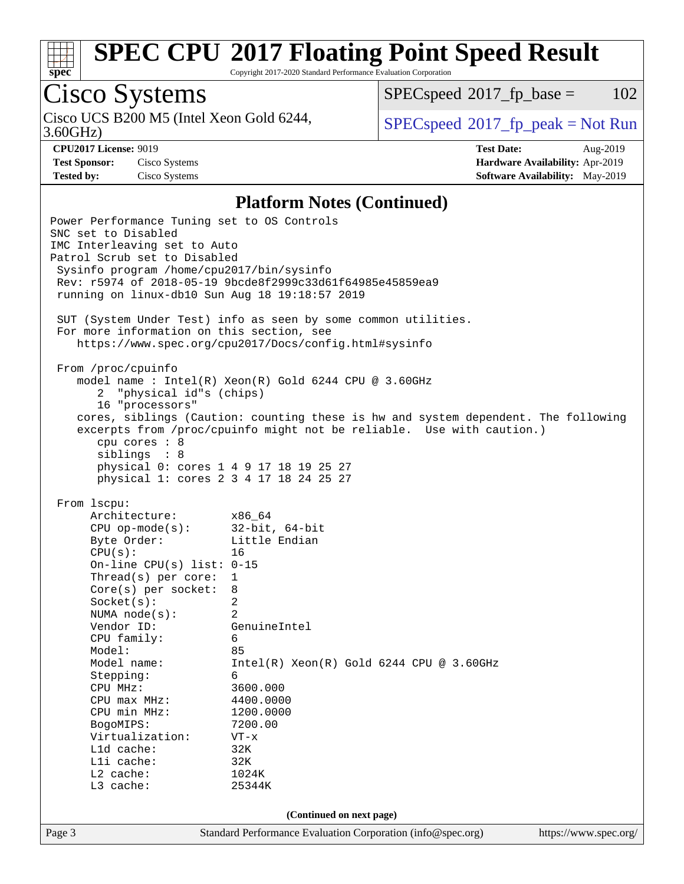# SPEC CPU 2017 Floating Point Speed Result

Copyright 2017-2020 Standard Performance Evaluation Corporation

## Cisco Systems

Cisco UCS B200 M5 (Intel Xeon Gold 6244, 3.60GHz)

SPECspeed 2017_fp_base = 102

SPECspeed 2017_fp_peak = Not Run

**CPU2017 License:** 9019
**Test Sponsor:** Cisco Systems
**Tested by:** Cisco Systems

**Test Date:** Aug-2019
**Hardware Availability:** Apr-2019
**Software Availability:** May-2019

### Platform Notes (Continued)

```
Power Performance Tuning set to OS Controls
SNC set to Disabled
IMC Interleaving set to Auto
Patrol Scrub set to Disabled
 Sysinfo program /home/cpu2017/bin/sysinfo
 Rev: r5974 of 2018-05-19 9bcde8f2999c33d61f64985e45859ea9
 running on linux-db10 Sun Aug 18 19:18:57 2019

 SUT (System Under Test) info as seen by some common utilities.
 For more information on this section, see
    https://www.spec.org/cpu2017/Docs/config.html#sysinfo

 From /proc/cpuinfo
    model name : Intel(R) Xeon(R) Gold 6244 CPU @ 3.60GHz
       2  "physical id"s (chips)
       16 "processors"
    cores, siblings (Caution: counting these is hw and system dependent. The following
    excerpts from /proc/cpuinfo might not be reliable.  Use with caution.)
       cpu cores : 8
       siblings  : 8
       physical 0: cores 1 4 9 17 18 19 25 27
       physical 1: cores 2 3 4 17 18 24 25 27

 From lscpu:
      Architecture:        x86_64
      CPU op-mode(s):      32-bit, 64-bit
      Byte Order:          Little Endian
      CPU(s):              16
      On-line CPU(s) list: 0-15
      Thread(s) per core:  1
      Core(s) per socket:  8
      Socket(s):           2
      NUMA node(s):        2
      Vendor ID:           GenuineIntel
      CPU family:          6
      Model:               85
      Model name:          Intel(R) Xeon(R) Gold 6244 CPU @ 3.60GHz
      Stepping:            6
      CPU MHz:             3600.000
      CPU max MHz:         4400.0000
      CPU min MHz:         1200.0000
      BogoMIPS:            7200.00
      Virtualization:      VT-x
      L1d cache:           32K
      L1i cache:           32K
      L2 cache:            1024K
      L3 cache:            25344K
```

(Continued on next page)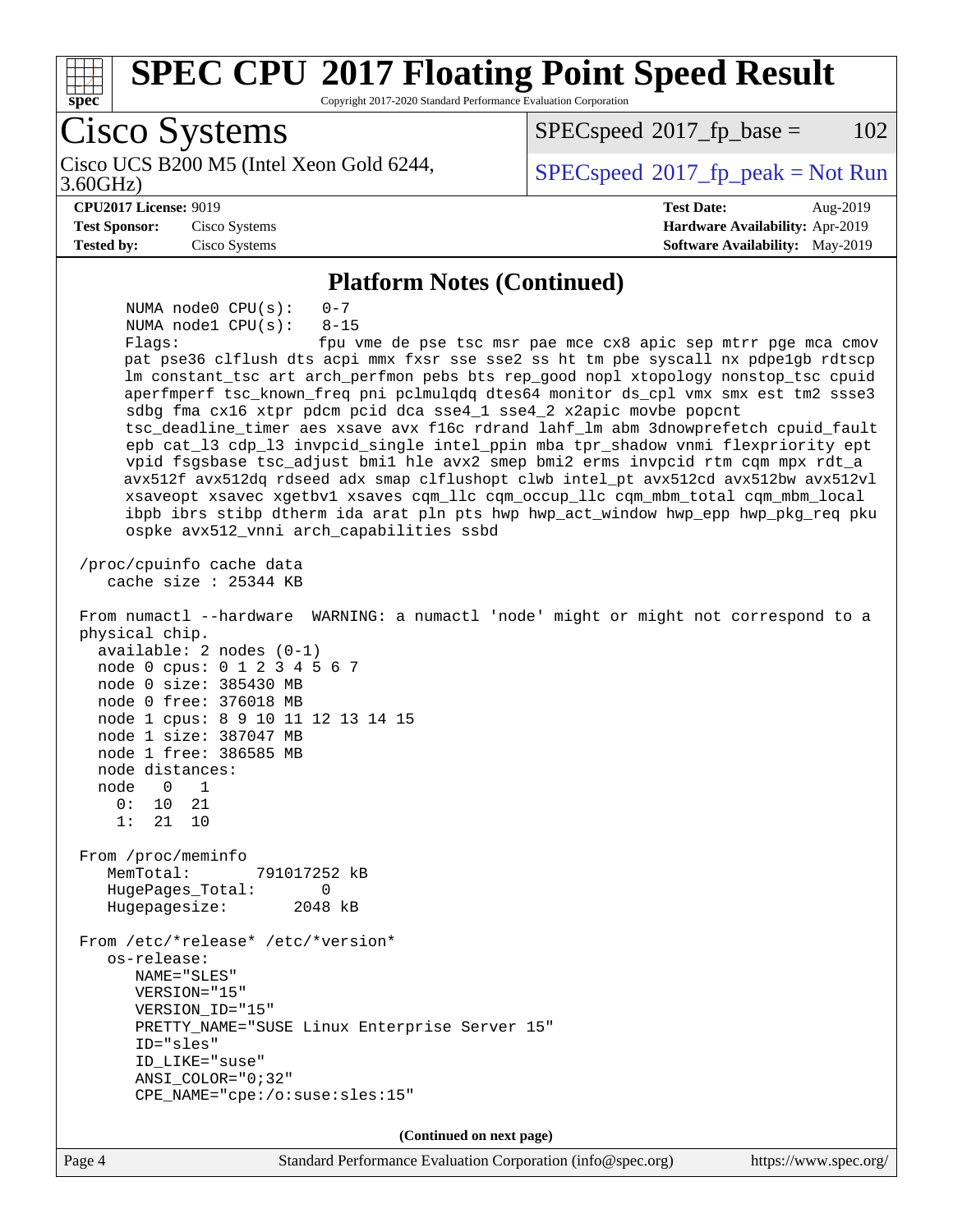## Platform Notes (Continued)

```
      NUMA node0 CPU(s):    0-7
      NUMA node1 CPU(s):    8-15
      Flags:                fpu vme de pse tsc msr pae mce cx8 apic sep mtrr pge mca cmov
      pat pse36 clflush dts acpi mmx fxsr sse sse2 ss ht tm pbe syscall nx pdpe1gb rdtscp
      lm constant_tsc art arch_perfmon pebs bts rep_good nopl xtopology nonstop_tsc cpuid
      aperfmperf tsc_known_freq pni pclmulqdq dtes64 monitor ds_cpl vmx smx est tm2 ssse3
      sdbg fma cx16 xtpr pdcm pcid dca sse4_1 sse4_2 x2apic movbe popcnt
      tsc_deadline_timer aes xsave avx f16c rdrand lahf_lm abm 3dnowprefetch cpuid_fault
      epb cat_l3 cdp_l3 invpcid_single intel_ppin mba tpr_shadow vnmi flexpriority ept
      vpid fsgsbase tsc_adjust bmi1 hle avx2 smep bmi2 erms invpcid rtm cqm mpx rdt_a
      avx512f avx512dq rdseed adx smap clflushopt clwb intel_pt avx512cd avx512bw avx512vl
      xsaveopt xsavec xgetbv1 xsaves cqm_llc cqm_occup_llc cqm_mbm_total cqm_mbm_local
      ibpb ibrs stibp dtherm ida arat pln pts hwp hwp_act_window hwp_epp hwp_pkg_req pku
      ospke avx512_vnni arch_capabilities ssbd

 /proc/cpuinfo cache data
    cache size : 25344 KB

 From numactl --hardware  WARNING: a numactl 'node' might or might not correspond to a
 physical chip.
   available: 2 nodes (0-1)
   node 0 cpus: 0 1 2 3 4 5 6 7
   node 0 size: 385430 MB
   node 0 free: 376018 MB
   node 1 cpus: 8 9 10 11 12 13 14 15
   node 1 size: 387047 MB
   node 1 free: 386585 MB
   node distances:
   node   0   1
     0:  10  21
     1:  21  10

 From /proc/meminfo
    MemTotal:       791017252 kB
    HugePages_Total:       0
    Hugepagesize:       2048 kB

 From /etc/*release* /etc/*version*
    os-release:
       NAME="SLES"
       VERSION="15"
       VERSION_ID="15"
       PRETTY_NAME="SUSE Linux Enterprise Server 15"
       ID="sles"
       ID_LIKE="suse"
       ANSI_COLOR="0;32"
       CPE_NAME="cpe:/o:suse:sles:15"
```

**(Continued on next page)**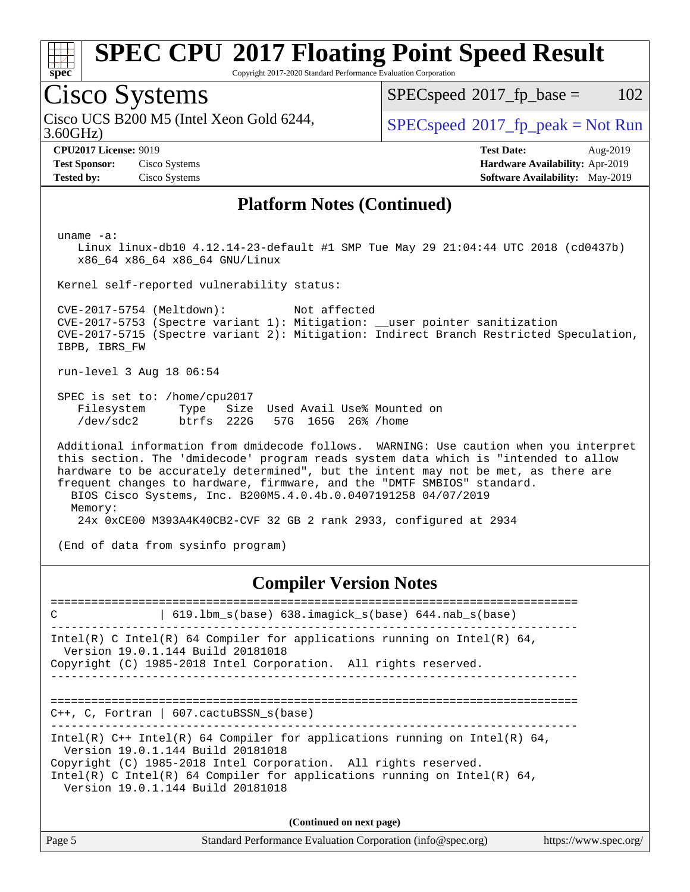## Platform Notes (Continued)

```
uname -a:
   Linux linux-db10 4.12.14-23-default #1 SMP Tue May 29 21:04:44 UTC 2018 (cd0437b)
   x86_64 x86_64 x86_64 GNU/Linux

Kernel self-reported vulnerability status:

CVE-2017-5754 (Meltdown):          Not affected
CVE-2017-5753 (Spectre variant 1): Mitigation: __user pointer sanitization
CVE-2017-5715 (Spectre variant 2): Mitigation: Indirect Branch Restricted Speculation,
IBPB, IBRS_FW

run-level 3 Aug 18 06:54

SPEC is set to: /home/cpu2017
   Filesystem     Type   Size  Used Avail Use% Mounted on
   /dev/sdc2      btrfs  222G   57G  165G  26% /home

Additional information from dmidecode follows.  WARNING: Use caution when you interpret
this section. The 'dmidecode' program reads system data which is "intended to allow
hardware to be accurately determined", but the intent may not be met, as there are
frequent changes to hardware, firmware, and the "DMTF SMBIOS" standard.
  BIOS Cisco Systems, Inc. B200M5.4.0.4b.0.0407191258 04/07/2019
  Memory:
    24x 0xCE00 M393A4K40CB2-CVF 32 GB 2 rank 2933, configured at 2934

(End of data from sysinfo program)
```

## Compiler Version Notes

```
==============================================================================
C               | 619.lbm_s(base) 638.imagick_s(base) 644.nab_s(base)
------------------------------------------------------------------------------
Intel(R) C Intel(R) 64 Compiler for applications running on Intel(R) 64,
  Version 19.0.1.144 Build 20181018
Copyright (C) 1985-2018 Intel Corporation.  All rights reserved.
------------------------------------------------------------------------------

==============================================================================
C++, C, Fortran | 607.cactuBSSN_s(base)
------------------------------------------------------------------------------
Intel(R) C++ Intel(R) 64 Compiler for applications running on Intel(R) 64,
  Version 19.0.1.144 Build 20181018
Copyright (C) 1985-2018 Intel Corporation.  All rights reserved.
Intel(R) C Intel(R) 64 Compiler for applications running on Intel(R) 64,
  Version 19.0.1.144 Build 20181018
```

(Continued on next page)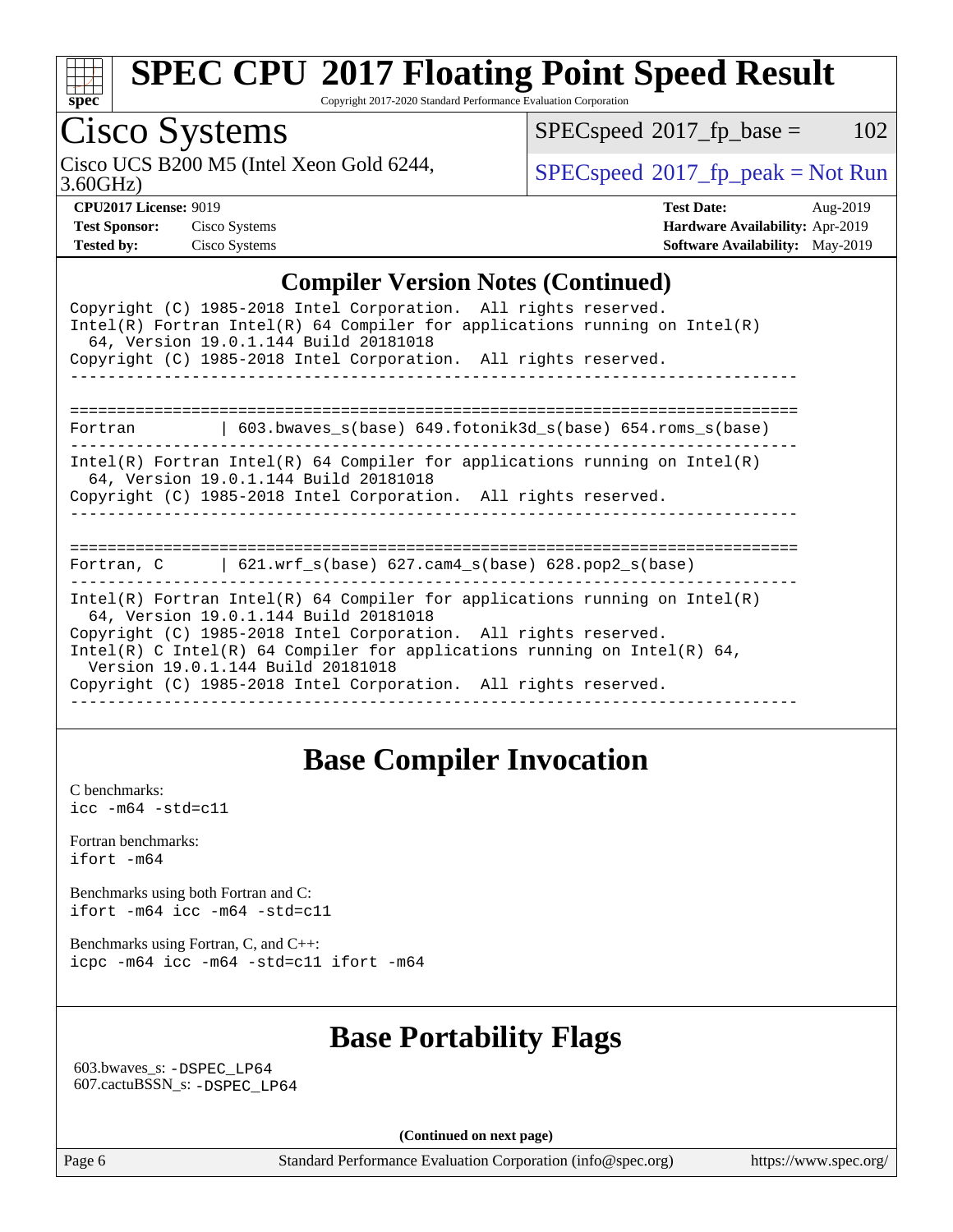# SPEC CPU 2017 Floating Point Speed Result

Copyright 2017-2020 Standard Performance Evaluation Corporation

## Cisco Systems

Cisco UCS B200 M5 (Intel Xeon Gold 6244, 3.60GHz)

SPECspeed 2017_fp_base = 102

SPECspeed 2017_fp_peak = Not Run

**CPU2017 License:** 9019
**Test Sponsor:** Cisco Systems
**Tested by:** Cisco Systems

**Test Date:** Aug-2019
**Hardware Availability:** Apr-2019
**Software Availability:** May-2019

## Compiler Version Notes (Continued)

```
Copyright (C) 1985-2018 Intel Corporation.  All rights reserved.
Intel(R) Fortran Intel(R) 64 Compiler for applications running on Intel(R)
  64, Version 19.0.1.144 Build 20181018
Copyright (C) 1985-2018 Intel Corporation.  All rights reserved.
------------------------------------------------------------------------------

==============================================================================
Fortran         | 603.bwaves_s(base) 649.fotonik3d_s(base) 654.roms_s(base)
------------------------------------------------------------------------------
Intel(R) Fortran Intel(R) 64 Compiler for applications running on Intel(R)
  64, Version 19.0.1.144 Build 20181018
Copyright (C) 1985-2018 Intel Corporation.  All rights reserved.
------------------------------------------------------------------------------

==============================================================================
Fortran, C      | 621.wrf_s(base) 627.cam4_s(base) 628.pop2_s(base)
------------------------------------------------------------------------------
Intel(R) Fortran Intel(R) 64 Compiler for applications running on Intel(R)
  64, Version 19.0.1.144 Build 20181018
Copyright (C) 1985-2018 Intel Corporation.  All rights reserved.
Intel(R) C Intel(R) 64 Compiler for applications running on Intel(R) 64,
  Version 19.0.1.144 Build 20181018
Copyright (C) 1985-2018 Intel Corporation.  All rights reserved.
------------------------------------------------------------------------------
```

## Base Compiler Invocation

C benchmarks:
icc -m64 -std=c11

Fortran benchmarks:
ifort -m64

Benchmarks using both Fortran and C:
ifort -m64 icc -m64 -std=c11

Benchmarks using Fortran, C, and C++:
icpc -m64 icc -m64 -std=c11 ifort -m64

## Base Portability Flags

603.bwaves_s: -DSPEC_LP64
607.cactuBSSN_s: -DSPEC_LP64

(Continued on next page)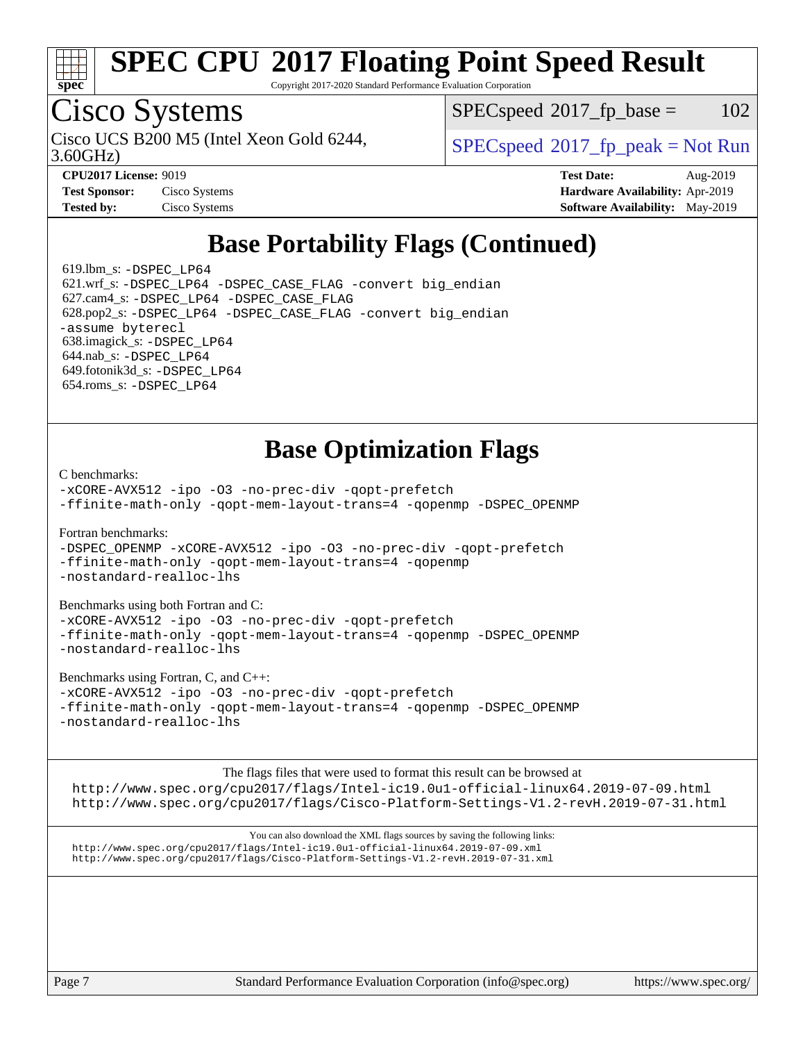# SPEC CPU 2017 Floating Point Speed Result

Copyright 2017-2020 Standard Performance Evaluation Corporation

## Cisco Systems

Cisco UCS B200 M5 (Intel Xeon Gold 6244, 3.60GHz)

SPECspeed 2017_fp_base = 102

SPECspeed 2017_fp_peak = Not Run

**CPU2017 License:** 9019
**Test Sponsor:** Cisco Systems
**Tested by:** Cisco Systems

**Test Date:** Aug-2019
**Hardware Availability:** Apr-2019
**Software Availability:** May-2019

## Base Portability Flags (Continued)

619.lbm_s: -DSPEC_LP64
621.wrf_s: -DSPEC_LP64 -DSPEC_CASE_FLAG -convert big_endian
627.cam4_s: -DSPEC_LP64 -DSPEC_CASE_FLAG
628.pop2_s: -DSPEC_LP64 -DSPEC_CASE_FLAG -convert big_endian -assume byterecl
638.imagick_s: -DSPEC_LP64
644.nab_s: -DSPEC_LP64
649.fotonik3d_s: -DSPEC_LP64
654.roms_s: -DSPEC_LP64

## Base Optimization Flags

C benchmarks:
-xCORE-AVX512 -ipo -O3 -no-prec-div -qopt-prefetch
-ffinite-math-only -qopt-mem-layout-trans=4 -qopenmp -DSPEC_OPENMP

Fortran benchmarks:
-DSPEC_OPENMP -xCORE-AVX512 -ipo -O3 -no-prec-div -qopt-prefetch
-ffinite-math-only -qopt-mem-layout-trans=4 -qopenmp
-nostandard-realloc-lhs

Benchmarks using both Fortran and C:
-xCORE-AVX512 -ipo -O3 -no-prec-div -qopt-prefetch
-ffinite-math-only -qopt-mem-layout-trans=4 -qopenmp -DSPEC_OPENMP
-nostandard-realloc-lhs

Benchmarks using Fortran, C, and C++:
-xCORE-AVX512 -ipo -O3 -no-prec-div -qopt-prefetch
-ffinite-math-only -qopt-mem-layout-trans=4 -qopenmp -DSPEC_OPENMP
-nostandard-realloc-lhs

The flags files that were used to format this result can be browsed at
http://www.spec.org/cpu2017/flags/Intel-ic19.0u1-official-linux64.2019-07-09.html
http://www.spec.org/cpu2017/flags/Cisco-Platform-Settings-V1.2-revH.2019-07-31.html

You can also download the XML flags sources by saving the following links:
http://www.spec.org/cpu2017/flags/Intel-ic19.0u1-official-linux64.2019-07-09.xml
http://www.spec.org/cpu2017/flags/Cisco-Platform-Settings-V1.2-revH.2019-07-31.xml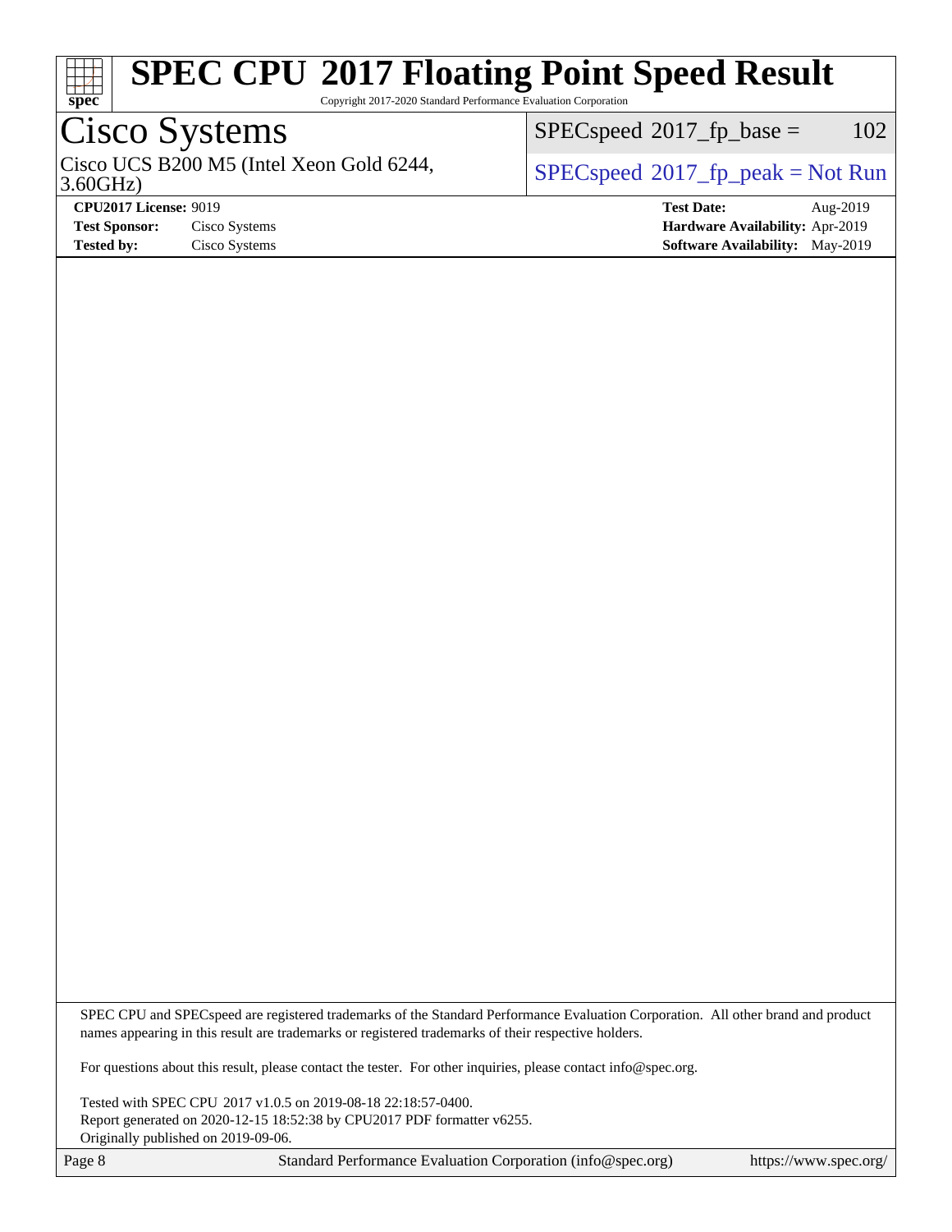# SPEC CPU 2017 Floating Point Speed Result

Copyright 2017-2020 Standard Performance Evaluation Corporation

## Cisco Systems

Cisco UCS B200 M5 (Intel Xeon Gold 6244, 3.60GHz)

SPECspeed 2017_fp_base = 102

SPECspeed 2017_fp_peak = Not Run

**CPU2017 License:** 9019
**Test Sponsor:** Cisco Systems
**Tested by:** Cisco Systems

**Test Date:** Aug-2019
**Hardware Availability:** Apr-2019
**Software Availability:** May-2019

SPEC CPU and SPECspeed are registered trademarks of the Standard Performance Evaluation Corporation. All other brand and product names appearing in this result are trademarks or registered trademarks of their respective holders.

For questions about this result, please contact the tester. For other inquiries, please contact info@spec.org.

Tested with SPEC CPU 2017 v1.0.5 on 2019-08-18 22:18:57-0400.
Report generated on 2020-12-15 18:52:38 by CPU2017 PDF formatter v6255.
Originally published on 2019-09-06.

Standard Performance Evaluation Corporation (info@spec.org) https://www.spec.org/